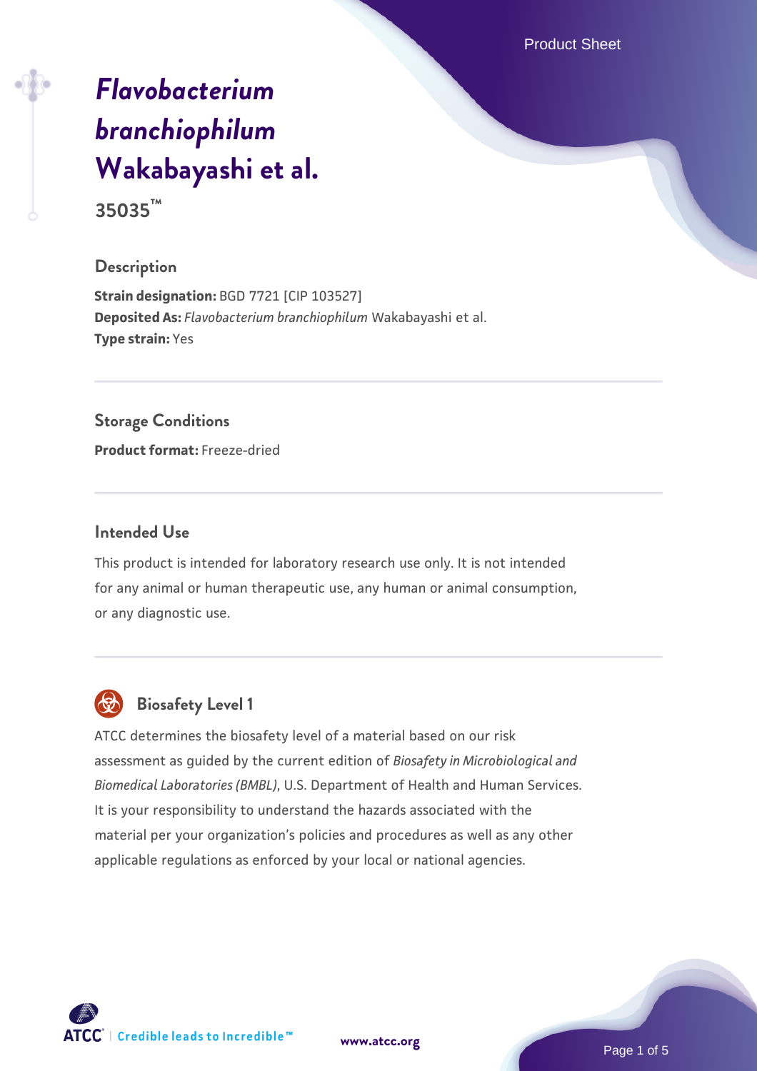# *Flavobacterium branchiophilum* Wakabayashi et al.

**35035™**

## Description

**Strain designation:** BGD 7721 [CIP 103527]
**Deposited As:** *Flavobacterium branchiophilum* Wakabayashi et al.
**Type strain:** Yes

## Storage Conditions

**Product format:** Freeze-dried

## Intended Use

This product is intended for laboratory research use only. It is not intended for any animal or human therapeutic use, any human or animal consumption, or any diagnostic use.

## Biosafety Level 1

ATCC determines the biosafety level of a material based on our risk assessment as guided by the current edition of *Biosafety in Microbiological and Biomedical Laboratories (BMBL)*, U.S. Department of Health and Human Services. It is your responsibility to understand the hazards associated with the material per your organization's policies and procedures as well as any other applicable regulations as enforced by your local or national agencies.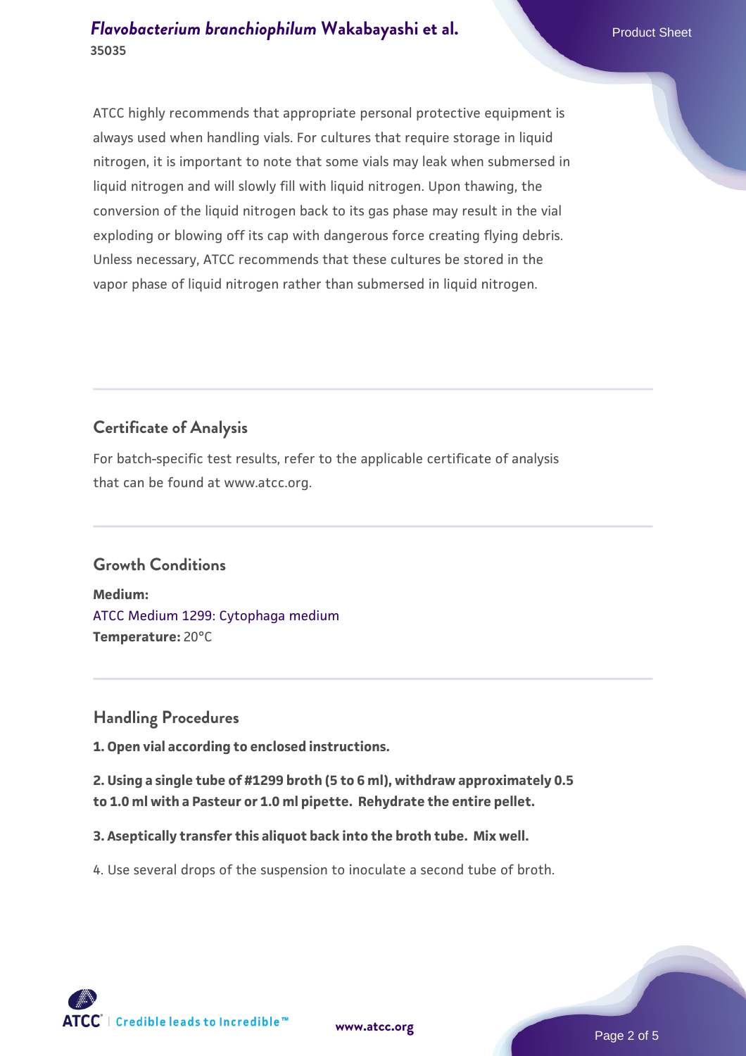ATCC highly recommends that appropriate personal protective equipment is always used when handling vials. For cultures that require storage in liquid nitrogen, it is important to note that some vials may leak when submersed in liquid nitrogen and will slowly fill with liquid nitrogen. Upon thawing, the conversion of the liquid nitrogen back to its gas phase may result in the vial exploding or blowing off its cap with dangerous force creating flying debris. Unless necessary, ATCC recommends that these cultures be stored in the vapor phase of liquid nitrogen rather than submersed in liquid nitrogen.

## Certificate of Analysis

For batch-specific test results, refer to the applicable certificate of analysis that can be found at www.atcc.org.

## Growth Conditions

**Medium:**
ATCC Medium 1299: Cytophaga medium
**Temperature:** 20°C

## Handling Procedures

**1. Open vial according to enclosed instructions.**

**2. Using a single tube of #1299 broth (5 to 6 ml), withdraw approximately 0.5 to 1.0 ml with a Pasteur or 1.0 ml pipette. Rehydrate the entire pellet.**

**3. Aseptically transfer this aliquot back into the broth tube. Mix well.**

4. Use several drops of the suspension to inoculate a second tube of broth.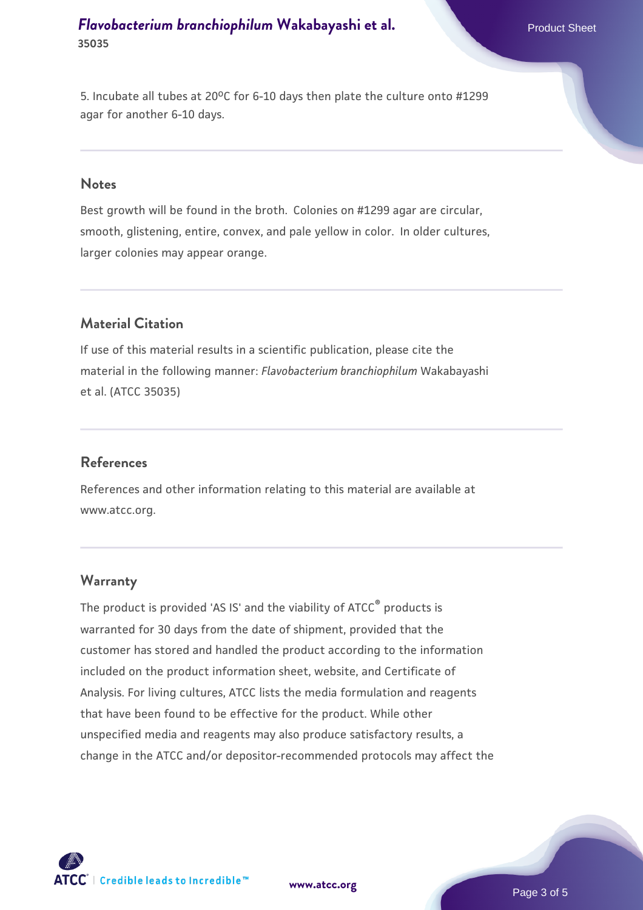5. Incubate all tubes at 20°C for 6-10 days then plate the culture onto #1299 agar for another 6-10 days.

## Notes

Best growth will be found in the broth. Colonies on #1299 agar are circular, smooth, glistening, entire, convex, and pale yellow in color. In older cultures, larger colonies may appear orange.

## Material Citation

If use of this material results in a scientific publication, please cite the material in the following manner: *Flavobacterium branchiophilum* Wakabayashi et al. (ATCC 35035)

## References

References and other information relating to this material are available at www.atcc.org.

## Warranty

The product is provided 'AS IS' and the viability of ATCC® products is warranted for 30 days from the date of shipment, provided that the customer has stored and handled the product according to the information included on the product information sheet, website, and Certificate of Analysis. For living cultures, ATCC lists the media formulation and reagents that have been found to be effective for the product. While other unspecified media and reagents may also produce satisfactory results, a change in the ATCC and/or depositor-recommended protocols may affect the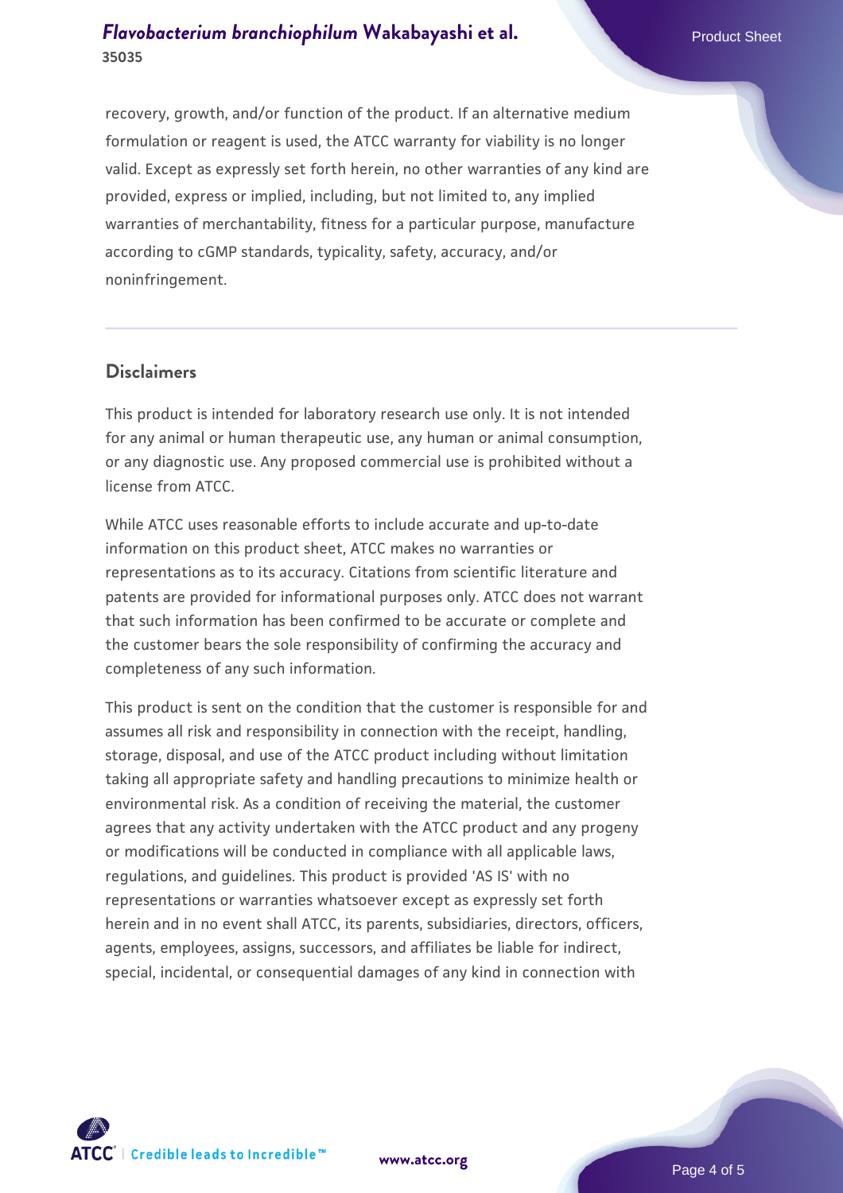recovery, growth, and/or function of the product. If an alternative medium formulation or reagent is used, the ATCC warranty for viability is no longer valid. Except as expressly set forth herein, no other warranties of any kind are provided, express or implied, including, but not limited to, any implied warranties of merchantability, fitness for a particular purpose, manufacture according to cGMP standards, typicality, safety, accuracy, and/or noninfringement.

## Disclaimers

This product is intended for laboratory research use only. It is not intended for any animal or human therapeutic use, any human or animal consumption, or any diagnostic use. Any proposed commercial use is prohibited without a license from ATCC.

While ATCC uses reasonable efforts to include accurate and up-to-date information on this product sheet, ATCC makes no warranties or representations as to its accuracy. Citations from scientific literature and patents are provided for informational purposes only. ATCC does not warrant that such information has been confirmed to be accurate or complete and the customer bears the sole responsibility of confirming the accuracy and completeness of any such information.

This product is sent on the condition that the customer is responsible for and assumes all risk and responsibility in connection with the receipt, handling, storage, disposal, and use of the ATCC product including without limitation taking all appropriate safety and handling precautions to minimize health or environmental risk. As a condition of receiving the material, the customer agrees that any activity undertaken with the ATCC product and any progeny or modifications will be conducted in compliance with all applicable laws, regulations, and guidelines. This product is provided 'AS IS' with no representations or warranties whatsoever except as expressly set forth herein and in no event shall ATCC, its parents, subsidiaries, directors, officers, agents, employees, assigns, successors, and affiliates be liable for indirect, special, incidental, or consequential damages of any kind in connection with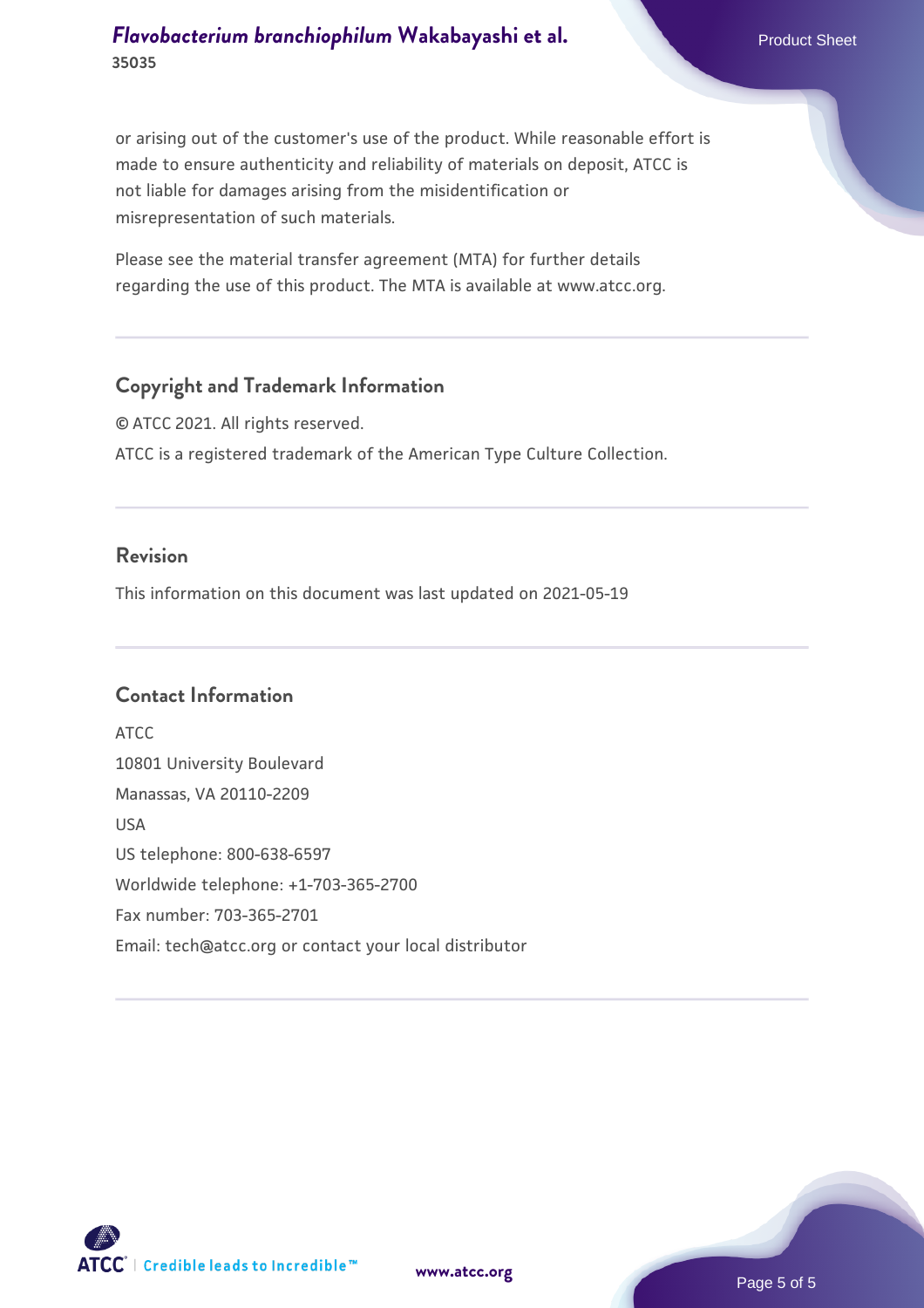or arising out of the customer's use of the product. While reasonable effort is made to ensure authenticity and reliability of materials on deposit, ATCC is not liable for damages arising from the misidentification or misrepresentation of such materials.

Please see the material transfer agreement (MTA) for further details regarding the use of this product. The MTA is available at www.atcc.org.

## Copyright and Trademark Information

© ATCC 2021. All rights reserved.

ATCC is a registered trademark of the American Type Culture Collection.

## Revision

This information on this document was last updated on 2021-05-19

## Contact Information

ATCC
10801 University Boulevard
Manassas, VA 20110-2209
USA
US telephone: 800-638-6597
Worldwide telephone: +1-703-365-2700
Fax number: 703-365-2701
Email: tech@atcc.org or contact your local distributor